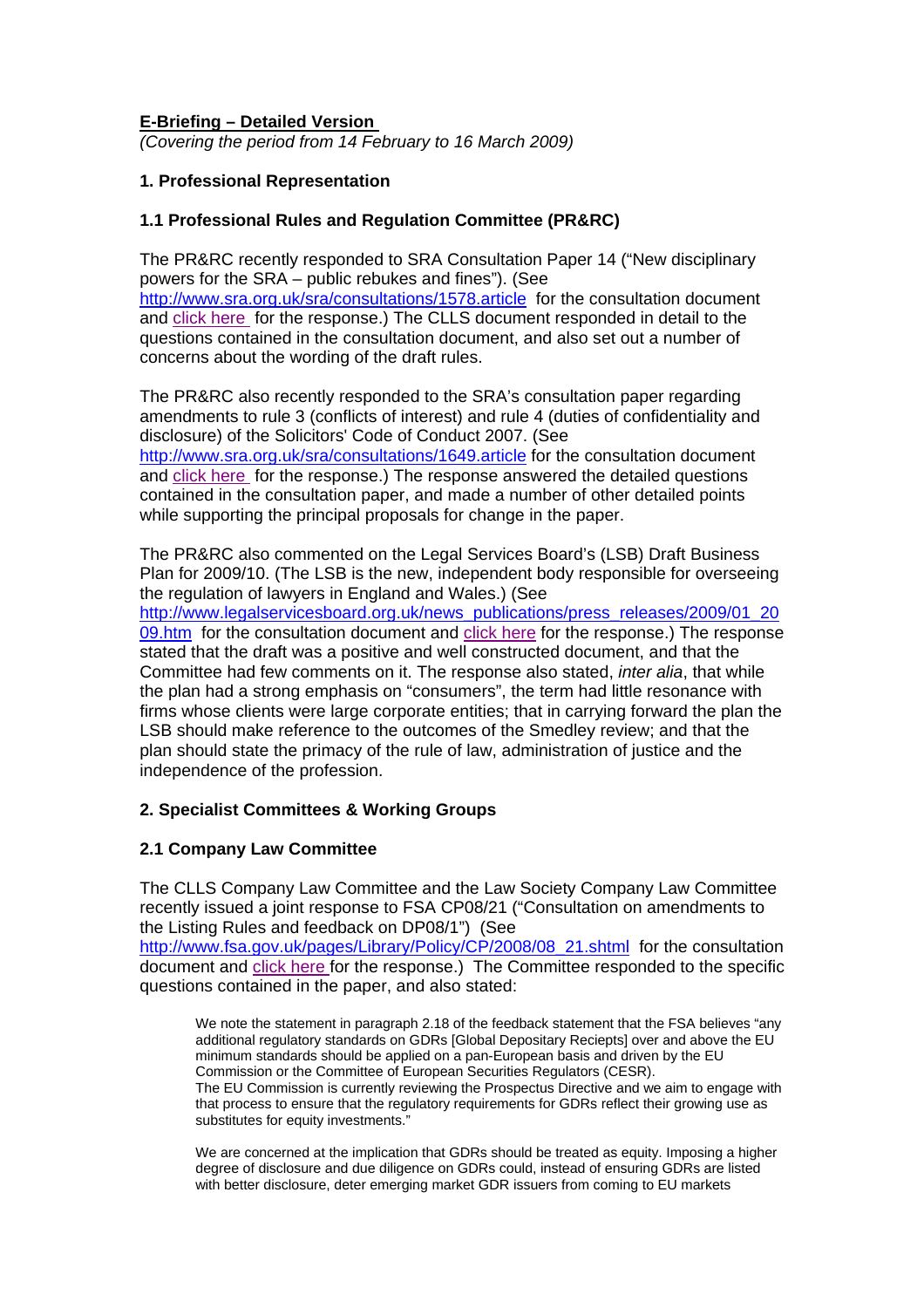**E-Briefing – Detailed Version**

*(Covering the period from 14 February to 16 March 2009)*

## 1. Professional Representation

### 1.1 Professional Rules and Regulation Committee (PR&RC)

The PR&RC recently responded to SRA Consultation Paper 14 ("New disciplinary powers for the SRA – public rebukes and fines"). (See http://www.sra.org.uk/sra/consultations/1578.article for the consultation document and click here for the response.) The CLLS document responded in detail to the questions contained in the consultation document, and also set out a number of concerns about the wording of the draft rules.

The PR&RC also recently responded to the SRA's consultation paper regarding amendments to rule 3 (conflicts of interest) and rule 4 (duties of confidentiality and disclosure) of the Solicitors' Code of Conduct 2007. (See http://www.sra.org.uk/sra/consultations/1649.article for the consultation document and click here for the response.) The response answered the detailed questions contained in the consultation paper, and made a number of other detailed points while supporting the principal proposals for change in the paper.

The PR&RC also commented on the Legal Services Board's (LSB) Draft Business Plan for 2009/10. (The LSB is the new, independent body responsible for overseeing the regulation of lawyers in England and Wales.) (See http://www.legalservicesboard.org.uk/news_publications/press_releases/2009/01_2009.htm for the consultation document and click here for the response.) The response stated that the draft was a positive and well constructed document, and that the Committee had few comments on it. The response also stated, *inter alia*, that while the plan had a strong emphasis on "consumers", the term had little resonance with firms whose clients were large corporate entities; that in carrying forward the plan the LSB should make reference to the outcomes of the Smedley review; and that the plan should state the primacy of the rule of law, administration of justice and the independence of the profession.

## 2. Specialist Committees & Working Groups

### 2.1 Company Law Committee

The CLLS Company Law Committee and the Law Society Company Law Committee recently issued a joint response to FSA CP08/21 ("Consultation on amendments to the Listing Rules and feedback on DP08/1") (See http://www.fsa.gov.uk/pages/Library/Policy/CP/2008/08_21.shtml for the consultation document and click here for the response.) The Committee responded to the specific questions contained in the paper, and also stated:

> We note the statement in paragraph 2.18 of the feedback statement that the FSA believes "any additional regulatory standards on GDRs [Global Depositary Reciepts] over and above the EU minimum standards should be applied on a pan-European basis and driven by the EU Commission or the Committee of European Securities Regulators (CESR).
> The EU Commission is currently reviewing the Prospectus Directive and we aim to engage with that process to ensure that the regulatory requirements for GDRs reflect their growing use as substitutes for equity investments."
>
> We are concerned at the implication that GDRs should be treated as equity. Imposing a higher degree of disclosure and due diligence on GDRs could, instead of ensuring GDRs are listed with better disclosure, deter emerging market GDR issuers from coming to EU markets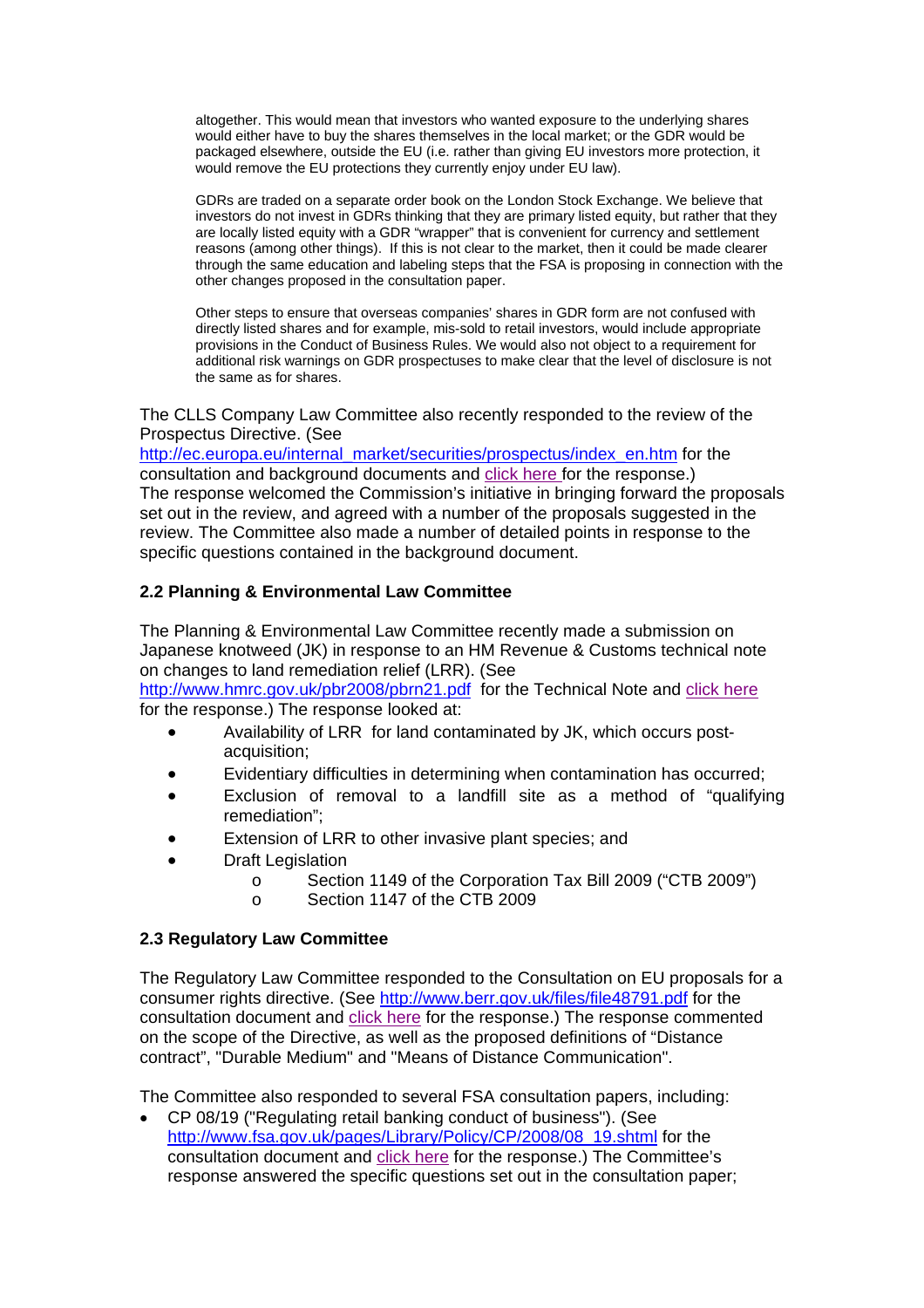> altogether. This would mean that investors who wanted exposure to the underlying shares would either have to buy the shares themselves in the local market; or the GDR would be packaged elsewhere, outside the EU (i.e. rather than giving EU investors more protection, it would remove the EU protections they currently enjoy under EU law).
>
> GDRs are traded on a separate order book on the London Stock Exchange. We believe that investors do not invest in GDRs thinking that they are primary listed equity, but rather that they are locally listed equity with a GDR "wrapper" that is convenient for currency and settlement reasons (among other things). If this is not clear to the market, then it could be made clearer through the same education and labeling steps that the FSA is proposing in connection with the other changes proposed in the consultation paper.
>
> Other steps to ensure that overseas companies' shares in GDR form are not confused with directly listed shares and for example, mis-sold to retail investors, would include appropriate provisions in the Conduct of Business Rules. We would also not object to a requirement for additional risk warnings on GDR prospectuses to make clear that the level of disclosure is not the same as for shares.

The CLLS Company Law Committee also recently responded to the review of the Prospectus Directive. (See http://ec.europa.eu/internal_market/securities/prospectus/index_en.htm for the consultation and background documents and click here for the response.) The response welcomed the Commission's initiative in bringing forward the proposals set out in the review, and agreed with a number of the proposals suggested in the review. The Committee also made a number of detailed points in response to the specific questions contained in the background document.

### 2.2 Planning & Environmental Law Committee

The Planning & Environmental Law Committee recently made a submission on Japanese knotweed (JK) in response to an HM Revenue & Customs technical note on changes to land remediation relief (LRR). (See http://www.hmrc.gov.uk/pbr2008/pbrn21.pdf for the Technical Note and click here for the response.) The response looked at:

- Availability of LRR for land contaminated by JK, which occurs post-acquisition;
- Evidentiary difficulties in determining when contamination has occurred;
- Exclusion of removal to a landfill site as a method of "qualifying remediation";
- Extension of LRR to other invasive plant species; and
- Draft Legislation
  - Section 1149 of the Corporation Tax Bill 2009 ("CTB 2009")
  - Section 1147 of the CTB 2009

### 2.3 Regulatory Law Committee

The Regulatory Law Committee responded to the Consultation on EU proposals for a consumer rights directive. (See http://www.berr.gov.uk/files/file48791.pdf for the consultation document and click here for the response.) The response commented on the scope of the Directive, as well as the proposed definitions of "Distance contract", "Durable Medium" and "Means of Distance Communication".

The Committee also responded to several FSA consultation papers, including:

- CP 08/19 ("Regulating retail banking conduct of business"). (See http://www.fsa.gov.uk/pages/Library/Policy/CP/2008/08_19.shtml for the consultation document and click here for the response.) The Committee's response answered the specific questions set out in the consultation paper;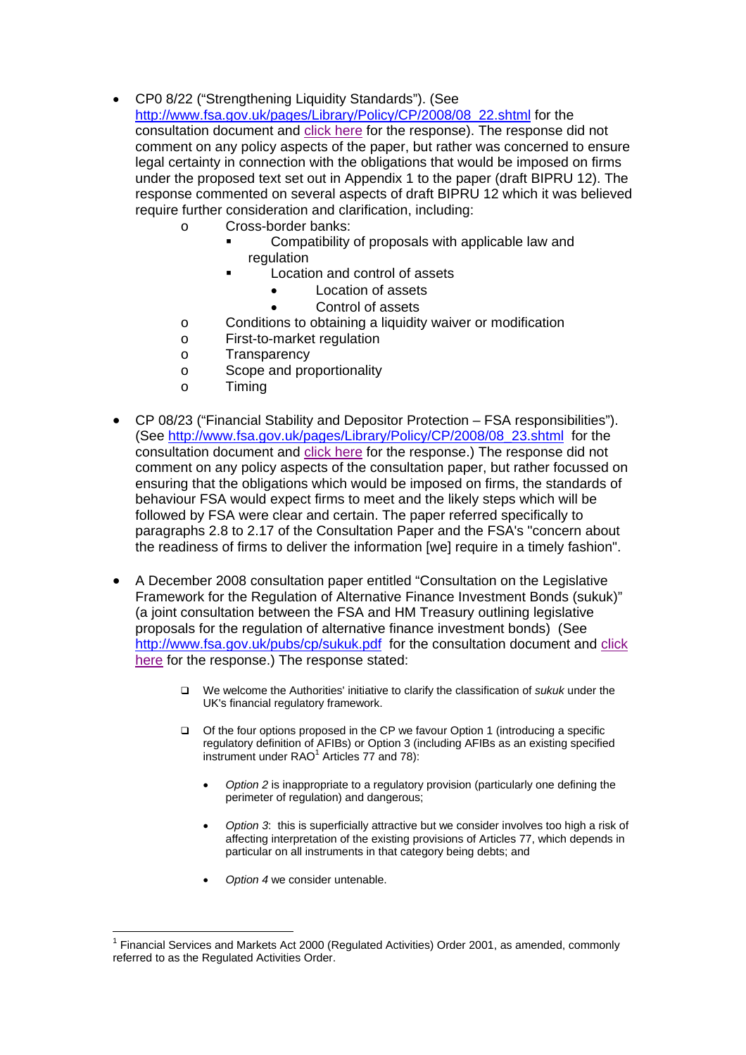- CP0 8/22 ("Strengthening Liquidity Standards"). (See [http://www.fsa.gov.uk/pages/Library/Policy/CP/2008/08_22.shtml](http://www.fsa.gov.uk/pages/Library/Policy/CP/2008/08_22.shtml) for the consultation document and [click here]() for the response). The response did not comment on any policy aspects of the paper, but rather was concerned to ensure legal certainty in connection with the obligations that would be imposed on firms under the proposed text set out in Appendix 1 to the paper (draft BIPRU 12). The response commented on several aspects of draft BIPRU 12 which it was believed require further consideration and clarification, including:
  - Cross-border banks:
    - Compatibility of proposals with applicable law and regulation
    - Location and control of assets
      - Location of assets
      - Control of assets
  - Conditions to obtaining a liquidity waiver or modification
  - First-to-market regulation
  - Transparency
  - Scope and proportionality
  - Timing

- CP 08/23 ("Financial Stability and Depositor Protection – FSA responsibilities"). (See [http://www.fsa.gov.uk/pages/Library/Policy/CP/2008/08_23.shtml](http://www.fsa.gov.uk/pages/Library/Policy/CP/2008/08_23.shtml) for the consultation document and [click here]() for the response.) The response did not comment on any policy aspects of the consultation paper, but rather focussed on ensuring that the obligations which would be imposed on firms, the standards of behaviour FSA would expect firms to meet and the likely steps which will be followed by FSA were clear and certain. The paper referred specifically to paragraphs 2.8 to 2.17 of the Consultation Paper and the FSA's "concern about the readiness of firms to deliver the information [we] require in a timely fashion".

- A December 2008 consultation paper entitled "Consultation on the Legislative Framework for the Regulation of Alternative Finance Investment Bonds (sukuk)" (a joint consultation between the FSA and HM Treasury outlining legislative proposals for the regulation of alternative finance investment bonds) (See [http://www.fsa.gov.uk/pubs/cp/sukuk.pdf](http://www.fsa.gov.uk/pubs/cp/sukuk.pdf) for the consultation document and [click here]() for the response.) The response stated:

  - We welcome the Authorities' initiative to clarify the classification of *sukuk* under the UK's financial regulatory framework.

  - Of the four options proposed in the CP we favour Option 1 (introducing a specific regulatory definition of AFIBs) or Option 3 (including AFIBs as an existing specified instrument under RAO[1] Articles 77 and 78):

    - *Option 2* is inappropriate to a regulatory provision (particularly one defining the perimeter of regulation) and dangerous;

    - *Option 3*: this is superficially attractive but we consider involves too high a risk of affecting interpretation of the existing provisions of Articles 77, which depends in particular on all instruments in that category being debts; and

    - *Option 4* we consider untenable.

---

[1] Financial Services and Markets Act 2000 (Regulated Activities) Order 2001, as amended, commonly referred to as the Regulated Activities Order.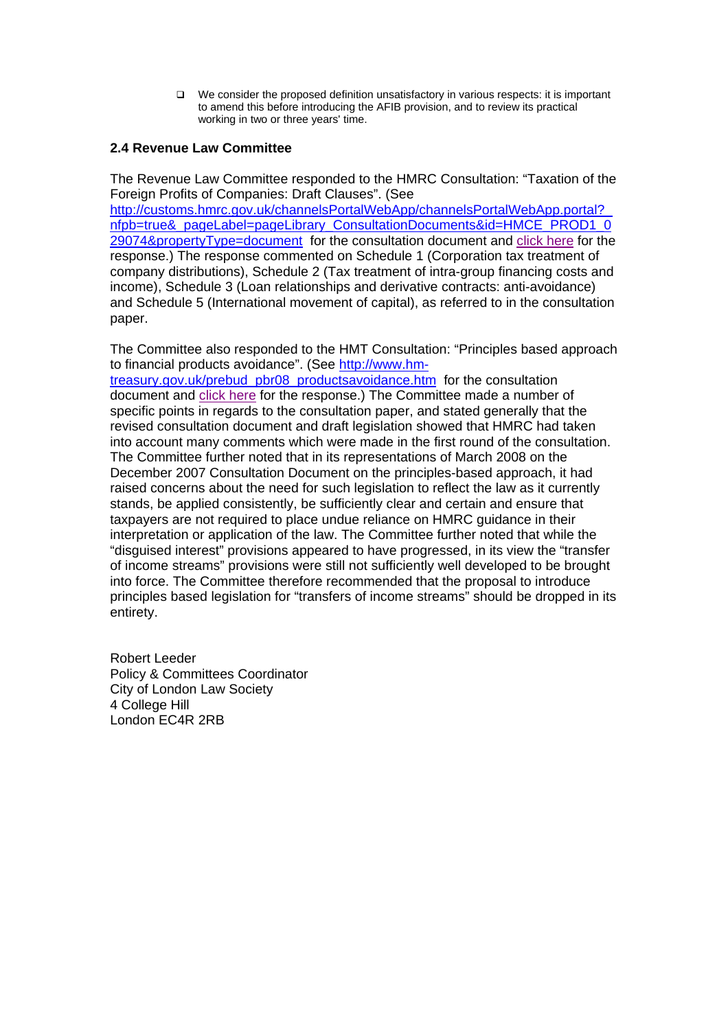- We consider the proposed definition unsatisfactory in various respects: it is important to amend this before introducing the AFIB provision, and to review its practical working in two or three years' time.

### 2.4 Revenue Law Committee

The Revenue Law Committee responded to the HMRC Consultation: "Taxation of the Foreign Profits of Companies: Draft Clauses". (See http://customs.hmrc.gov.uk/channelsPortalWebApp/channelsPortalWebApp.portal?_nfpb=true&_pageLabel=pageLibrary_ConsultationDocuments&id=HMCE_PROD1_029074&propertyType=document for the consultation document and click here for the response.) The response commented on Schedule 1 (Corporation tax treatment of company distributions), Schedule 2 (Tax treatment of intra-group financing costs and income), Schedule 3 (Loan relationships and derivative contracts: anti-avoidance) and Schedule 5 (International movement of capital), as referred to in the consultation paper.

The Committee also responded to the HMT Consultation: "Principles based approach to financial products avoidance". (See http://www.hm-treasury.gov.uk/prebud_pbr08_productsavoidance.htm for the consultation document and click here for the response.) The Committee made a number of specific points in regards to the consultation paper, and stated generally that the revised consultation document and draft legislation showed that HMRC had taken into account many comments which were made in the first round of the consultation. The Committee further noted that in its representations of March 2008 on the December 2007 Consultation Document on the principles-based approach, it had raised concerns about the need for such legislation to reflect the law as it currently stands, be applied consistently, be sufficiently clear and certain and ensure that taxpayers are not required to place undue reliance on HMRC guidance in their interpretation or application of the law. The Committee further noted that while the "disguised interest" provisions appeared to have progressed, in its view the "transfer of income streams" provisions were still not sufficiently well developed to be brought into force. The Committee therefore recommended that the proposal to introduce principles based legislation for "transfers of income streams" should be dropped in its entirety.

Robert Leeder
Policy & Committees Coordinator
City of London Law Society
4 College Hill
London EC4R 2RB